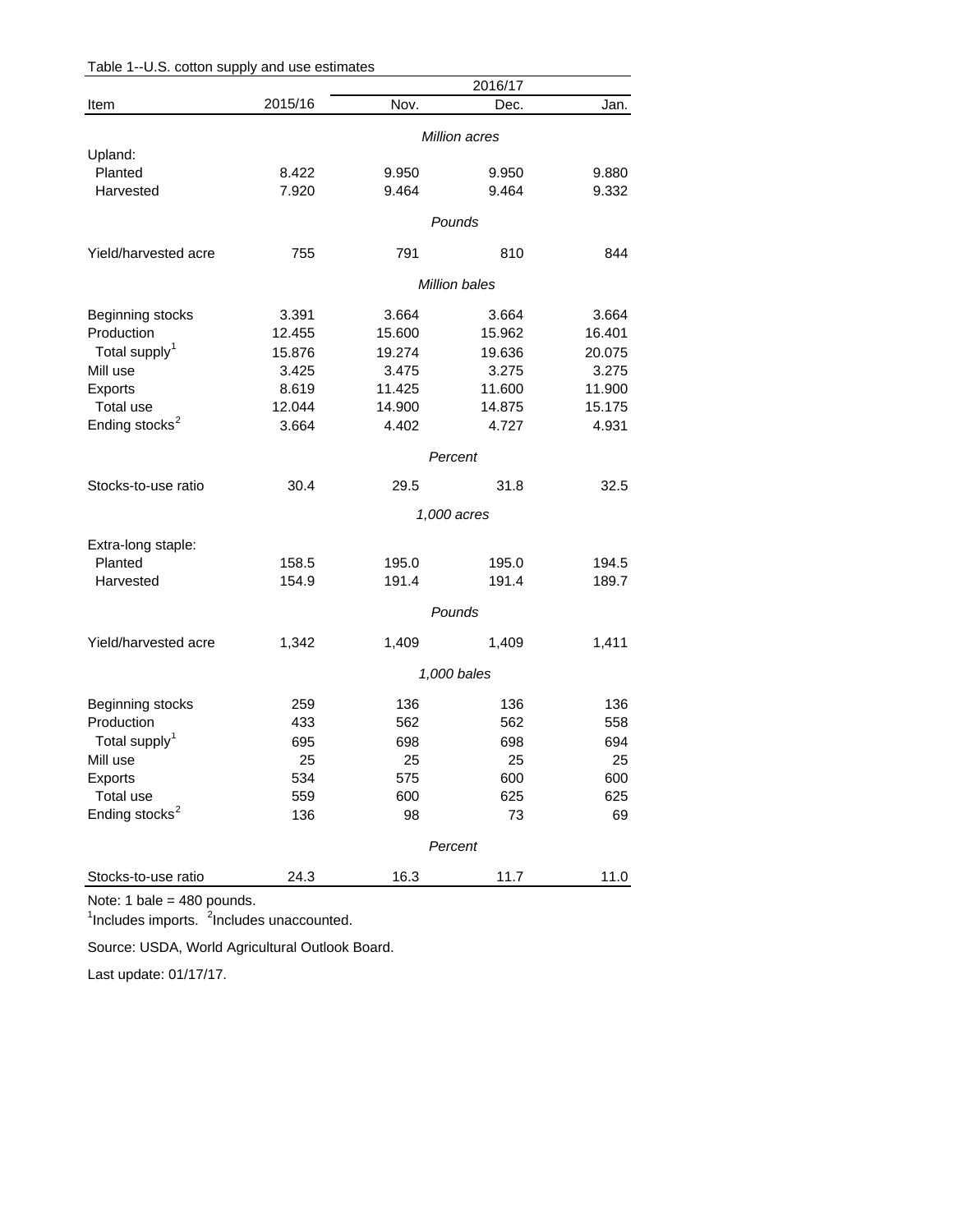Table 1--U.S. cotton supply and use estimates

| Item | 2015/16 | 2016/17 Nov. | 2016/17 Dec. | 2016/17 Jan. |
|---|---|---|---|---|
| | | *Million acres* | | |
| Upland: | | | | |
| Planted | 8.422 | 9.950 | 9.950 | 9.880 |
| Harvested | 7.920 | 9.464 | 9.464 | 9.332 |
| | | *Pounds* | | |
| Yield/harvested acre | 755 | 791 | 810 | 844 |
| | | *Million bales* | | |
| Beginning stocks | 3.391 | 3.664 | 3.664 | 3.664 |
| Production | 12.455 | 15.600 | 15.962 | 16.401 |
| Total supply[1] | 15.876 | 19.274 | 19.636 | 20.075 |
| Mill use | 3.425 | 3.475 | 3.275 | 3.275 |
| Exports | 8.619 | 11.425 | 11.600 | 11.900 |
| Total use | 12.044 | 14.900 | 14.875 | 15.175 |
| Ending stocks[2] | 3.664 | 4.402 | 4.727 | 4.931 |
| | | *Percent* | | |
| Stocks-to-use ratio | 30.4 | 29.5 | 31.8 | 32.5 |
| | | *1,000 acres* | | |
| Extra-long staple: | | | | |
| Planted | 158.5 | 195.0 | 195.0 | 194.5 |
| Harvested | 154.9 | 191.4 | 191.4 | 189.7 |
| | | *Pounds* | | |
| Yield/harvested acre | 1,342 | 1,409 | 1,409 | 1,411 |
| | | *1,000 bales* | | |
| Beginning stocks | 259 | 136 | 136 | 136 |
| Production | 433 | 562 | 562 | 558 |
| Total supply[1] | 695 | 698 | 698 | 694 |
| Mill use | 25 | 25 | 25 | 25 |
| Exports | 534 | 575 | 600 | 600 |
| Total use | 559 | 600 | 625 | 625 |
| Ending stocks[2] | 136 | 98 | 73 | 69 |
| | | *Percent* | | |
| Stocks-to-use ratio | 24.3 | 16.3 | 11.7 | 11.0 |

Note: 1 bale = 480 pounds.

[1]Includes imports. [2]Includes unaccounted.

Source: USDA, World Agricultural Outlook Board.

Last update: 01/17/17.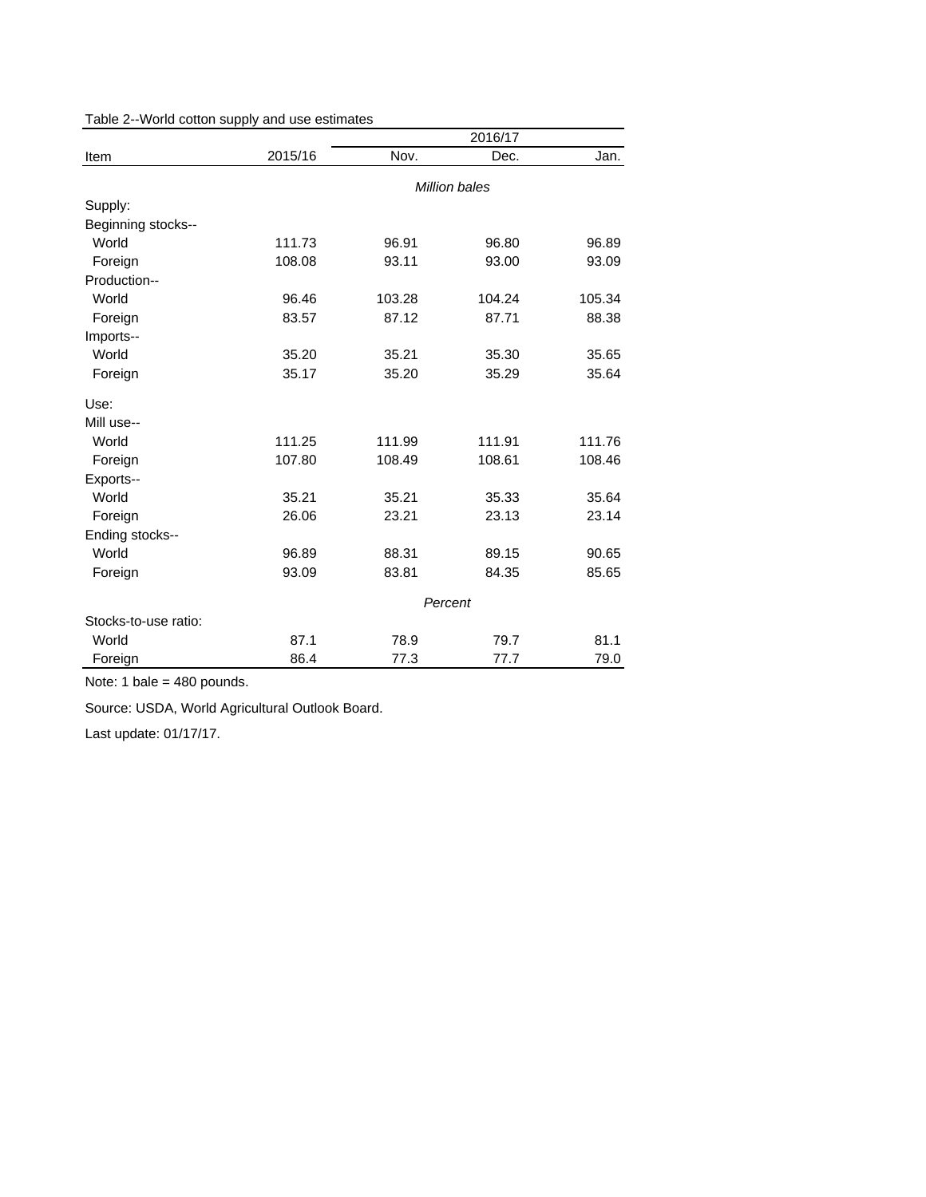Table 2--World cotton supply and use estimates

| Item | 2015/16 | 2016/17 | | |
|---|---|---|---|---|
| | | Nov. | Dec. | Jan. |
| | | *Million bales* | | |
| Supply: | | | | |
| Beginning stocks-- | | | | |
| World | 111.73 | 96.91 | 96.80 | 96.89 |
| Foreign | 108.08 | 93.11 | 93.00 | 93.09 |
| Production-- | | | | |
| World | 96.46 | 103.28 | 104.24 | 105.34 |
| Foreign | 83.57 | 87.12 | 87.71 | 88.38 |
| Imports-- | | | | |
| World | 35.20 | 35.21 | 35.30 | 35.65 |
| Foreign | 35.17 | 35.20 | 35.29 | 35.64 |
| Use: | | | | |
| Mill use-- | | | | |
| World | 111.25 | 111.99 | 111.91 | 111.76 |
| Foreign | 107.80 | 108.49 | 108.61 | 108.46 |
| Exports-- | | | | |
| World | 35.21 | 35.21 | 35.33 | 35.64 |
| Foreign | 26.06 | 23.21 | 23.13 | 23.14 |
| Ending stocks-- | | | | |
| World | 96.89 | 88.31 | 89.15 | 90.65 |
| Foreign | 93.09 | 83.81 | 84.35 | 85.65 |
| | | *Percent* | | |
| Stocks-to-use ratio: | | | | |
| World | 87.1 | 78.9 | 79.7 | 81.1 |
| Foreign | 86.4 | 77.3 | 77.7 | 79.0 |

Note: 1 bale = 480 pounds.

Source: USDA, World Agricultural Outlook Board.

Last update: 01/17/17.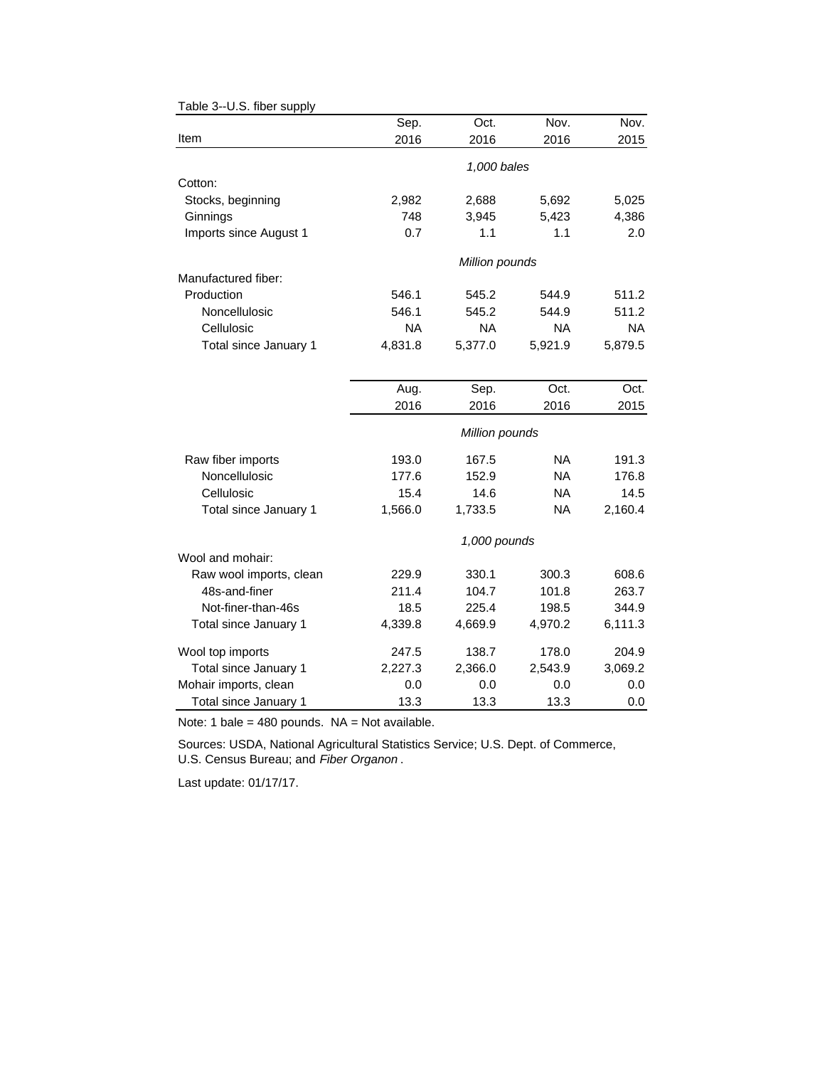Table 3--U.S. fiber supply

| Item | Sep. 2016 | Oct. 2016 | Nov. 2016 | Nov. 2015 |
|---|---|---|---|---|
| | *1,000 bales* | | | |
| Cotton: | | | | |
| Stocks, beginning | 2,982 | 2,688 | 5,692 | 5,025 |
| Ginnings | 748 | 3,945 | 5,423 | 4,386 |
| Imports since August 1 | 0.7 | 1.1 | 1.1 | 2.0 |
| | *Million pounds* | | | |
| Manufactured fiber: | | | | |
| Production | 546.1 | 545.2 | 544.9 | 511.2 |
| Noncellulosic | 546.1 | 545.2 | 544.9 | 511.2 |
| Cellulosic | NA | NA | NA | NA |
| Total since January 1 | 4,831.8 | 5,377.0 | 5,921.9 | 5,879.5 |
| | **Aug. 2016** | **Sep. 2016** | **Oct. 2016** | **Oct. 2015** |
| | *Million pounds* | | | |
| Raw fiber imports | 193.0 | 167.5 | NA | 191.3 |
| Noncellulosic | 177.6 | 152.9 | NA | 176.8 |
| Cellulosic | 15.4 | 14.6 | NA | 14.5 |
| Total since January 1 | 1,566.0 | 1,733.5 | NA | 2,160.4 |
| | *1,000 pounds* | | | |
| Wool and mohair: | | | | |
| Raw wool imports, clean | 229.9 | 330.1 | 300.3 | 608.6 |
| 48s-and-finer | 211.4 | 104.7 | 101.8 | 263.7 |
| Not-finer-than-46s | 18.5 | 225.4 | 198.5 | 344.9 |
| Total since January 1 | 4,339.8 | 4,669.9 | 4,970.2 | 6,111.3 |
| Wool top imports | 247.5 | 138.7 | 178.0 | 204.9 |
| Total since January 1 | 2,227.3 | 2,366.0 | 2,543.9 | 3,069.2 |
| Mohair imports, clean | 0.0 | 0.0 | 0.0 | 0.0 |
| Total since January 1 | 13.3 | 13.3 | 13.3 | 0.0 |

Note: 1 bale = 480 pounds. NA = Not available.

Sources: USDA, National Agricultural Statistics Service; U.S. Dept. of Commerce, U.S. Census Bureau; and *Fiber Organon*.

Last update: 01/17/17.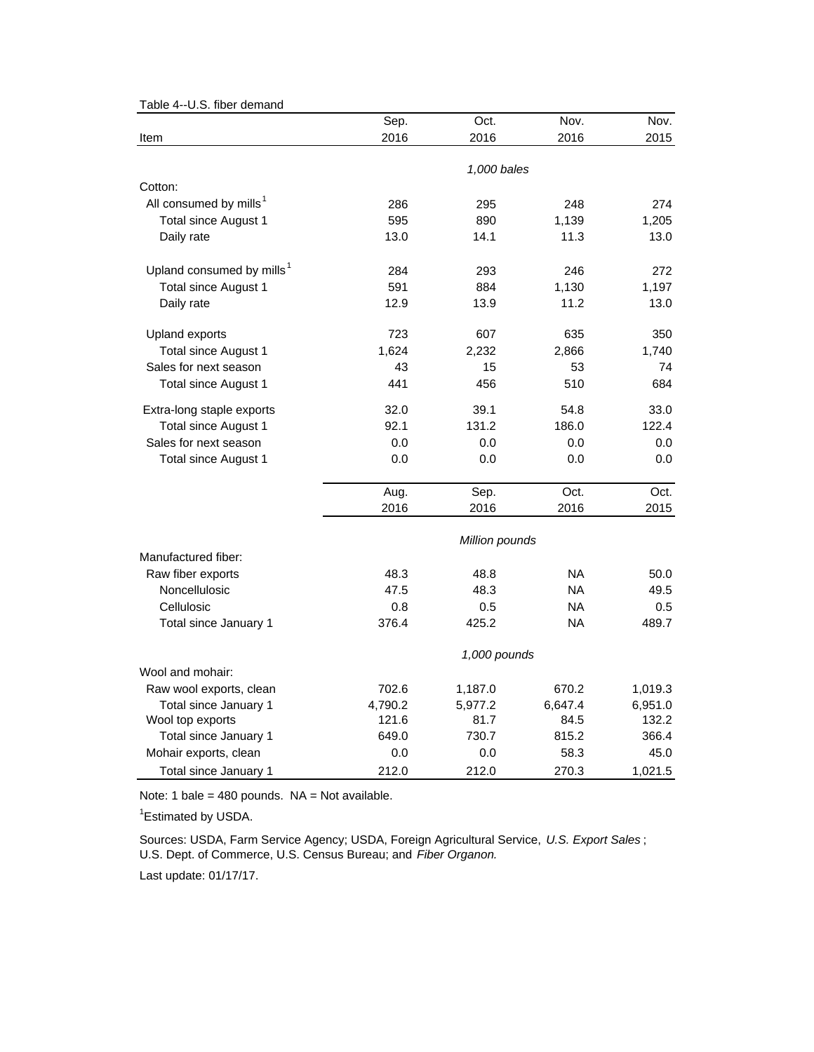Table 4--U.S. fiber demand

| Item | Sep. 2016 | Oct. 2016 | Nov. 2016 | Nov. 2015 |
|---|---|---|---|---|
| | *1,000 bales* | | | |
| Cotton: | | | | |
| All consumed by mills[1] | 286 | 295 | 248 | 274 |
| Total since August 1 | 595 | 890 | 1,139 | 1,205 |
| Daily rate | 13.0 | 14.1 | 11.3 | 13.0 |
| Upland consumed by mills[1] | 284 | 293 | 246 | 272 |
| Total since August 1 | 591 | 884 | 1,130 | 1,197 |
| Daily rate | 12.9 | 13.9 | 11.2 | 13.0 |
| Upland exports | 723 | 607 | 635 | 350 |
| Total since August 1 | 1,624 | 2,232 | 2,866 | 1,740 |
| Sales for next season | 43 | 15 | 53 | 74 |
| Total since August 1 | 441 | 456 | 510 | 684 |
| Extra-long staple exports | 32.0 | 39.1 | 54.8 | 33.0 |
| Total since August 1 | 92.1 | 131.2 | 186.0 | 122.4 |
| Sales for next season | 0.0 | 0.0 | 0.0 | 0.0 |
| Total since August 1 | 0.0 | 0.0 | 0.0 | 0.0 |
| | **Aug. 2016** | **Sep. 2016** | **Oct. 2016** | **Oct. 2015** |
| | *Million pounds* | | | |
| Manufactured fiber: | | | | |
| Raw fiber exports | 48.3 | 48.8 | NA | 50.0 |
| Noncellulosic | 47.5 | 48.3 | NA | 49.5 |
| Cellulosic | 0.8 | 0.5 | NA | 0.5 |
| Total since January 1 | 376.4 | 425.2 | NA | 489.7 |
| | *1,000 pounds* | | | |
| Wool and mohair: | | | | |
| Raw wool exports, clean | 702.6 | 1,187.0 | 670.2 | 1,019.3 |
| Total since January 1 | 4,790.2 | 5,977.2 | 6,647.4 | 6,951.0 |
| Wool top exports | 121.6 | 81.7 | 84.5 | 132.2 |
| Total since January 1 | 649.0 | 730.7 | 815.2 | 366.4 |
| Mohair exports, clean | 0.0 | 0.0 | 58.3 | 45.0 |
| Total since January 1 | 212.0 | 212.0 | 270.3 | 1,021.5 |

Note: 1 bale = 480 pounds. NA = Not available.

[1]Estimated by USDA.

Sources: USDA, Farm Service Agency; USDA, Foreign Agricultural Service, *U.S. Export Sales*; U.S. Dept. of Commerce, U.S. Census Bureau; and *Fiber Organon.*

Last update: 01/17/17.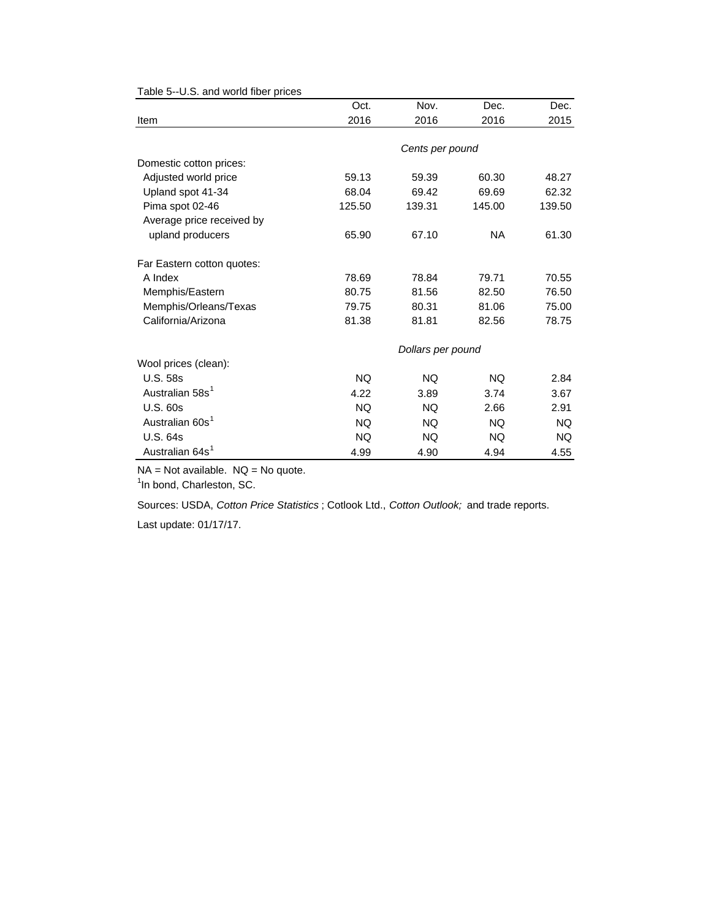Table 5--U.S. and world fiber prices

| Item | Oct. 2016 | Nov. 2016 | Dec. 2016 | Dec. 2015 |
|---|---|---|---|---|
| | *Cents per pound* | | | |
| Domestic cotton prices: | | | | |
| Adjusted world price | 59.13 | 59.39 | 60.30 | 48.27 |
| Upland spot 41-34 | 68.04 | 69.42 | 69.69 | 62.32 |
| Pima spot 02-46 | 125.50 | 139.31 | 145.00 | 139.50 |
| Average price received by upland producers | 65.90 | 67.10 | NA | 61.30 |
| Far Eastern cotton quotes: | | | | |
| A Index | 78.69 | 78.84 | 79.71 | 70.55 |
| Memphis/Eastern | 80.75 | 81.56 | 82.50 | 76.50 |
| Memphis/Orleans/Texas | 79.75 | 80.31 | 81.06 | 75.00 |
| California/Arizona | 81.38 | 81.81 | 82.56 | 78.75 |
| | *Dollars per pound* | | | |
| Wool prices (clean): | | | | |
| U.S. 58s | NQ | NQ | NQ | 2.84 |
| Australian 58s[1] | 4.22 | 3.89 | 3.74 | 3.67 |
| U.S. 60s | NQ | NQ | 2.66 | 2.91 |
| Australian 60s[1] | NQ | NQ | NQ | NQ |
| U.S. 64s | NQ | NQ | NQ | NQ |
| Australian 64s[1] | 4.99 | 4.90 | 4.94 | 4.55 |

NA = Not available. NQ = No quote.

[1]In bond, Charleston, SC.

Sources: USDA, *Cotton Price Statistics* ; Cotlook Ltd., *Cotton Outlook;* and trade reports.

Last update: 01/17/17.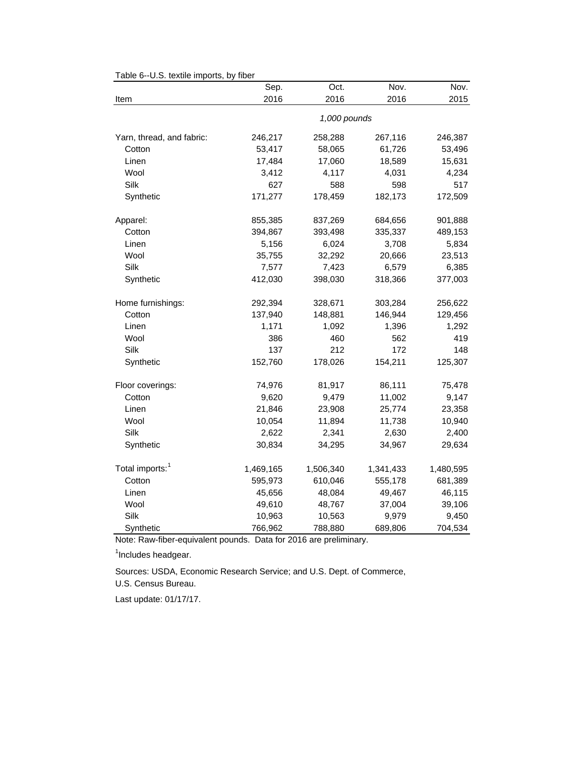Table 6--U.S. textile imports, by fiber

| Item | Sep. 2016 | Oct. 2016 | Nov. 2016 | Nov. 2015 |
|---|---|---|---|---|
| | *1,000 pounds* | | | |
| Yarn, thread, and fabric: | 246,217 | 258,288 | 267,116 | 246,387 |
| Cotton | 53,417 | 58,065 | 61,726 | 53,496 |
| Linen | 17,484 | 17,060 | 18,589 | 15,631 |
| Wool | 3,412 | 4,117 | 4,031 | 4,234 |
| Silk | 627 | 588 | 598 | 517 |
| Synthetic | 171,277 | 178,459 | 182,173 | 172,509 |
| Apparel: | 855,385 | 837,269 | 684,656 | 901,888 |
| Cotton | 394,867 | 393,498 | 335,337 | 489,153 |
| Linen | 5,156 | 6,024 | 3,708 | 5,834 |
| Wool | 35,755 | 32,292 | 20,666 | 23,513 |
| Silk | 7,577 | 7,423 | 6,579 | 6,385 |
| Synthetic | 412,030 | 398,030 | 318,366 | 377,003 |
| Home furnishings: | 292,394 | 328,671 | 303,284 | 256,622 |
| Cotton | 137,940 | 148,881 | 146,944 | 129,456 |
| Linen | 1,171 | 1,092 | 1,396 | 1,292 |
| Wool | 386 | 460 | 562 | 419 |
| Silk | 137 | 212 | 172 | 148 |
| Synthetic | 152,760 | 178,026 | 154,211 | 125,307 |
| Floor coverings: | 74,976 | 81,917 | 86,111 | 75,478 |
| Cotton | 9,620 | 9,479 | 11,002 | 9,147 |
| Linen | 21,846 | 23,908 | 25,774 | 23,358 |
| Wool | 10,054 | 11,894 | 11,738 | 10,940 |
| Silk | 2,622 | 2,341 | 2,630 | 2,400 |
| Synthetic | 30,834 | 34,295 | 34,967 | 29,634 |
| Total imports:[1] | 1,469,165 | 1,506,340 | 1,341,433 | 1,480,595 |
| Cotton | 595,973 | 610,046 | 555,178 | 681,389 |
| Linen | 45,656 | 48,084 | 49,467 | 46,115 |
| Wool | 49,610 | 48,767 | 37,004 | 39,106 |
| Silk | 10,963 | 10,563 | 9,979 | 9,450 |
| Synthetic | 766,962 | 788,880 | 689,806 | 704,534 |

Note: Raw-fiber-equivalent pounds. Data for 2016 are preliminary.

[1]Includes headgear.

Sources: USDA, Economic Research Service; and U.S. Dept. of Commerce, U.S. Census Bureau.

Last update: 01/17/17.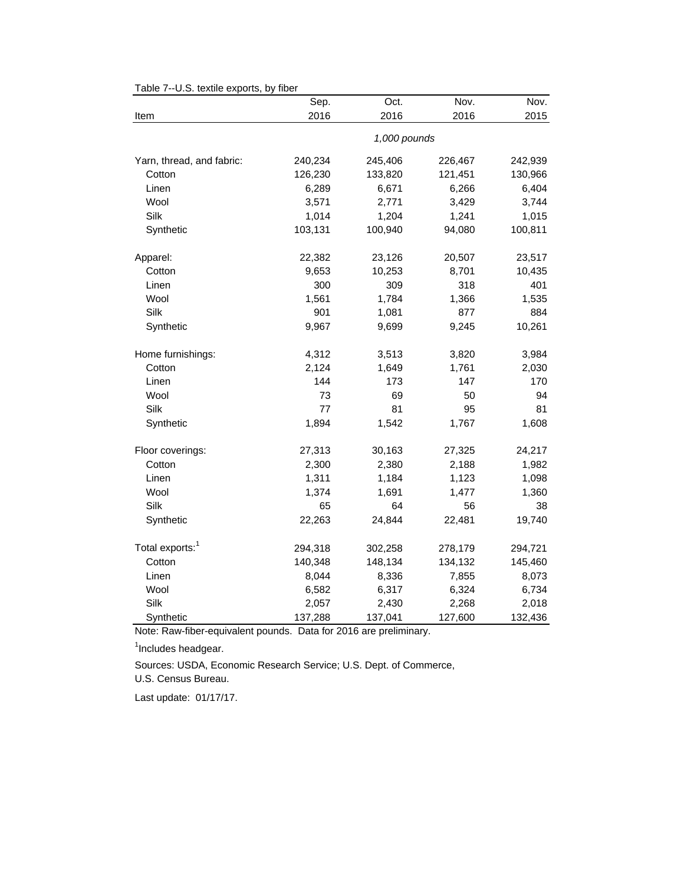Table 7--U.S. textile exports, by fiber

| Item | Sep. 2016 | Oct. 2016 | Nov. 2016 | Nov. 2015 |
|---|---|---|---|---|
| | *1,000 pounds* | | | |
| Yarn, thread, and fabric: | 240,234 | 245,406 | 226,467 | 242,939 |
| Cotton | 126,230 | 133,820 | 121,451 | 130,966 |
| Linen | 6,289 | 6,671 | 6,266 | 6,404 |
| Wool | 3,571 | 2,771 | 3,429 | 3,744 |
| Silk | 1,014 | 1,204 | 1,241 | 1,015 |
| Synthetic | 103,131 | 100,940 | 94,080 | 100,811 |
| Apparel: | 22,382 | 23,126 | 20,507 | 23,517 |
| Cotton | 9,653 | 10,253 | 8,701 | 10,435 |
| Linen | 300 | 309 | 318 | 401 |
| Wool | 1,561 | 1,784 | 1,366 | 1,535 |
| Silk | 901 | 1,081 | 877 | 884 |
| Synthetic | 9,967 | 9,699 | 9,245 | 10,261 |
| Home furnishings: | 4,312 | 3,513 | 3,820 | 3,984 |
| Cotton | 2,124 | 1,649 | 1,761 | 2,030 |
| Linen | 144 | 173 | 147 | 170 |
| Wool | 73 | 69 | 50 | 94 |
| Silk | 77 | 81 | 95 | 81 |
| Synthetic | 1,894 | 1,542 | 1,767 | 1,608 |
| Floor coverings: | 27,313 | 30,163 | 27,325 | 24,217 |
| Cotton | 2,300 | 2,380 | 2,188 | 1,982 |
| Linen | 1,311 | 1,184 | 1,123 | 1,098 |
| Wool | 1,374 | 1,691 | 1,477 | 1,360 |
| Silk | 65 | 64 | 56 | 38 |
| Synthetic | 22,263 | 24,844 | 22,481 | 19,740 |
| Total exports:[1] | 294,318 | 302,258 | 278,179 | 294,721 |
| Cotton | 140,348 | 148,134 | 134,132 | 145,460 |
| Linen | 8,044 | 8,336 | 7,855 | 8,073 |
| Wool | 6,582 | 6,317 | 6,324 | 6,734 |
| Silk | 2,057 | 2,430 | 2,268 | 2,018 |
| Synthetic | 137,288 | 137,041 | 127,600 | 132,436 |

Note: Raw-fiber-equivalent pounds. Data for 2016 are preliminary.

[1]Includes headgear.

Sources: USDA, Economic Research Service; U.S. Dept. of Commerce, U.S. Census Bureau.

Last update: 01/17/17.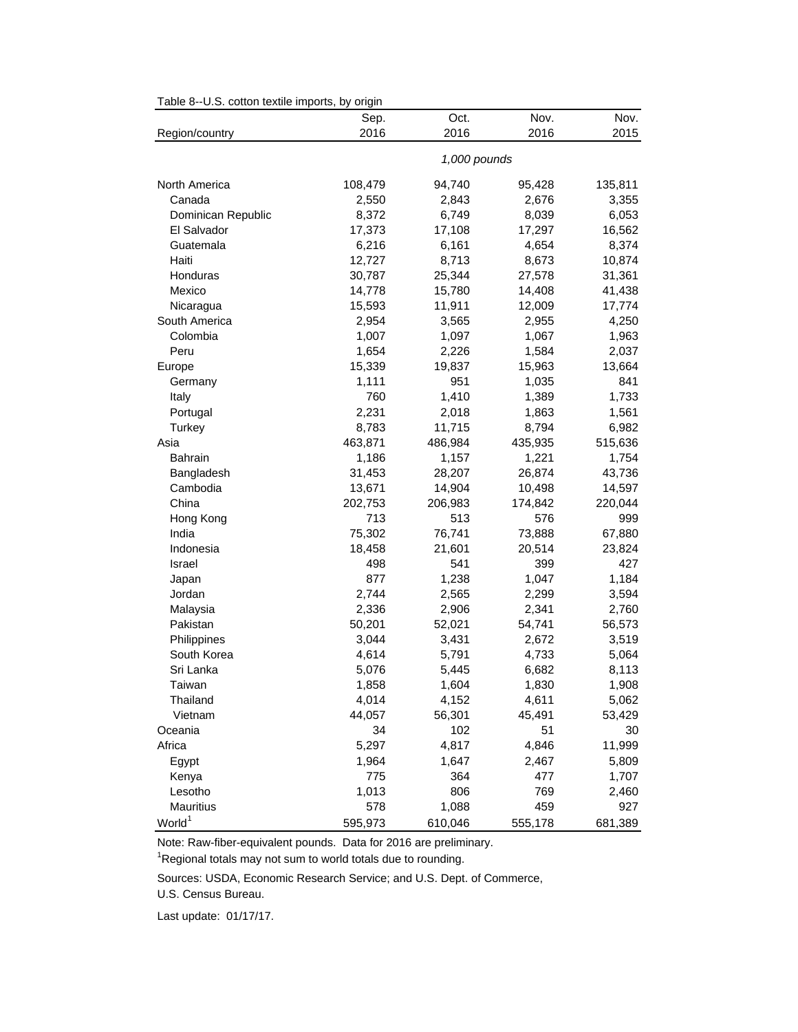Table 8--U.S. cotton textile imports, by origin

| Region/country | Sep. 2016 | Oct. 2016 | Nov. 2016 | Nov. 2015 |
|---|---|---|---|---|
| | *1,000 pounds* | | | |
| North America | 108,479 | 94,740 | 95,428 | 135,811 |
| Canada | 2,550 | 2,843 | 2,676 | 3,355 |
| Dominican Republic | 8,372 | 6,749 | 8,039 | 6,053 |
| El Salvador | 17,373 | 17,108 | 17,297 | 16,562 |
| Guatemala | 6,216 | 6,161 | 4,654 | 8,374 |
| Haiti | 12,727 | 8,713 | 8,673 | 10,874 |
| Honduras | 30,787 | 25,344 | 27,578 | 31,361 |
| Mexico | 14,778 | 15,780 | 14,408 | 41,438 |
| Nicaragua | 15,593 | 11,911 | 12,009 | 17,774 |
| South America | 2,954 | 3,565 | 2,955 | 4,250 |
| Colombia | 1,007 | 1,097 | 1,067 | 1,963 |
| Peru | 1,654 | 2,226 | 1,584 | 2,037 |
| Europe | 15,339 | 19,837 | 15,963 | 13,664 |
| Germany | 1,111 | 951 | 1,035 | 841 |
| Italy | 760 | 1,410 | 1,389 | 1,733 |
| Portugal | 2,231 | 2,018 | 1,863 | 1,561 |
| Turkey | 8,783 | 11,715 | 8,794 | 6,982 |
| Asia | 463,871 | 486,984 | 435,935 | 515,636 |
| Bahrain | 1,186 | 1,157 | 1,221 | 1,754 |
| Bangladesh | 31,453 | 28,207 | 26,874 | 43,736 |
| Cambodia | 13,671 | 14,904 | 10,498 | 14,597 |
| China | 202,753 | 206,983 | 174,842 | 220,044 |
| Hong Kong | 713 | 513 | 576 | 999 |
| India | 75,302 | 76,741 | 73,888 | 67,880 |
| Indonesia | 18,458 | 21,601 | 20,514 | 23,824 |
| Israel | 498 | 541 | 399 | 427 |
| Japan | 877 | 1,238 | 1,047 | 1,184 |
| Jordan | 2,744 | 2,565 | 2,299 | 3,594 |
| Malaysia | 2,336 | 2,906 | 2,341 | 2,760 |
| Pakistan | 50,201 | 52,021 | 54,741 | 56,573 |
| Philippines | 3,044 | 3,431 | 2,672 | 3,519 |
| South Korea | 4,614 | 5,791 | 4,733 | 5,064 |
| Sri Lanka | 5,076 | 5,445 | 6,682 | 8,113 |
| Taiwan | 1,858 | 1,604 | 1,830 | 1,908 |
| Thailand | 4,014 | 4,152 | 4,611 | 5,062 |
| Vietnam | 44,057 | 56,301 | 45,491 | 53,429 |
| Oceania | 34 | 102 | 51 | 30 |
| Africa | 5,297 | 4,817 | 4,846 | 11,999 |
| Egypt | 1,964 | 1,647 | 2,467 | 5,809 |
| Kenya | 775 | 364 | 477 | 1,707 |
| Lesotho | 1,013 | 806 | 769 | 2,460 |
| Mauritius | 578 | 1,088 | 459 | 927 |
| World[1] | 595,973 | 610,046 | 555,178 | 681,389 |

Note: Raw-fiber-equivalent pounds. Data for 2016 are preliminary.

[1]Regional totals may not sum to world totals due to rounding.

Sources: USDA, Economic Research Service; and U.S. Dept. of Commerce, U.S. Census Bureau.

Last update: 01/17/17.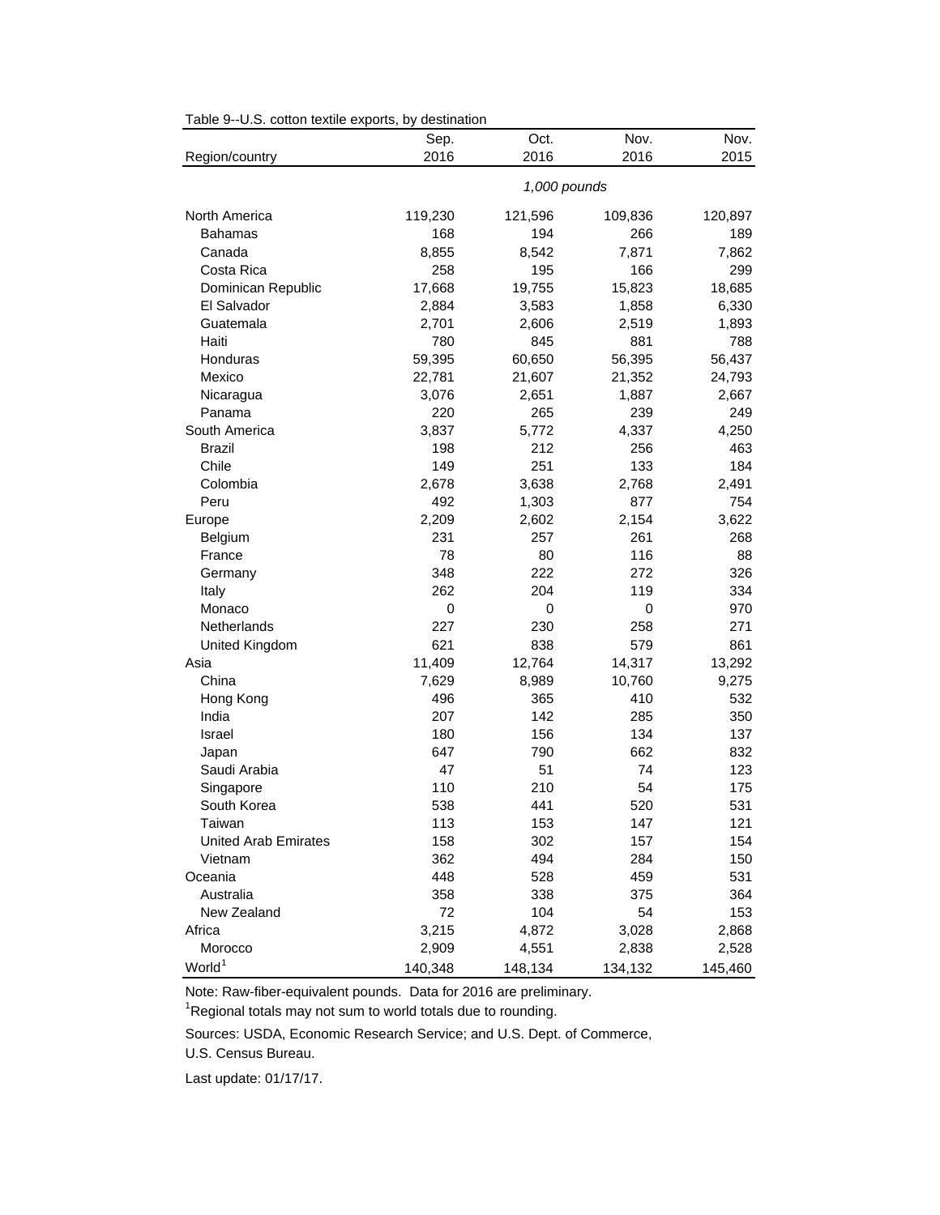Table 9--U.S. cotton textile exports, by destination

| Region/country | Sep. 2016 | Oct. 2016 | Nov. 2016 | Nov. 2015 |
|---|---|---|---|---|
| | *1,000 pounds* | | | |
| North America | 119,230 | 121,596 | 109,836 | 120,897 |
| Bahamas | 168 | 194 | 266 | 189 |
| Canada | 8,855 | 8,542 | 7,871 | 7,862 |
| Costa Rica | 258 | 195 | 166 | 299 |
| Dominican Republic | 17,668 | 19,755 | 15,823 | 18,685 |
| El Salvador | 2,884 | 3,583 | 1,858 | 6,330 |
| Guatemala | 2,701 | 2,606 | 2,519 | 1,893 |
| Haiti | 780 | 845 | 881 | 788 |
| Honduras | 59,395 | 60,650 | 56,395 | 56,437 |
| Mexico | 22,781 | 21,607 | 21,352 | 24,793 |
| Nicaragua | 3,076 | 2,651 | 1,887 | 2,667 |
| Panama | 220 | 265 | 239 | 249 |
| South America | 3,837 | 5,772 | 4,337 | 4,250 |
| Brazil | 198 | 212 | 256 | 463 |
| Chile | 149 | 251 | 133 | 184 |
| Colombia | 2,678 | 3,638 | 2,768 | 2,491 |
| Peru | 492 | 1,303 | 877 | 754 |
| Europe | 2,209 | 2,602 | 2,154 | 3,622 |
| Belgium | 231 | 257 | 261 | 268 |
| France | 78 | 80 | 116 | 88 |
| Germany | 348 | 222 | 272 | 326 |
| Italy | 262 | 204 | 119 | 334 |
| Monaco | 0 | 0 | 0 | 970 |
| Netherlands | 227 | 230 | 258 | 271 |
| United Kingdom | 621 | 838 | 579 | 861 |
| Asia | 11,409 | 12,764 | 14,317 | 13,292 |
| China | 7,629 | 8,989 | 10,760 | 9,275 |
| Hong Kong | 496 | 365 | 410 | 532 |
| India | 207 | 142 | 285 | 350 |
| Israel | 180 | 156 | 134 | 137 |
| Japan | 647 | 790 | 662 | 832 |
| Saudi Arabia | 47 | 51 | 74 | 123 |
| Singapore | 110 | 210 | 54 | 175 |
| South Korea | 538 | 441 | 520 | 531 |
| Taiwan | 113 | 153 | 147 | 121 |
| United Arab Emirates | 158 | 302 | 157 | 154 |
| Vietnam | 362 | 494 | 284 | 150 |
| Oceania | 448 | 528 | 459 | 531 |
| Australia | 358 | 338 | 375 | 364 |
| New Zealand | 72 | 104 | 54 | 153 |
| Africa | 3,215 | 4,872 | 3,028 | 2,868 |
| Morocco | 2,909 | 4,551 | 2,838 | 2,528 |
| World[1] | 140,348 | 148,134 | 134,132 | 145,460 |

Note: Raw-fiber-equivalent pounds. Data for 2016 are preliminary.

[1]Regional totals may not sum to world totals due to rounding.

Sources: USDA, Economic Research Service; and U.S. Dept. of Commerce, U.S. Census Bureau.

Last update: 01/17/17.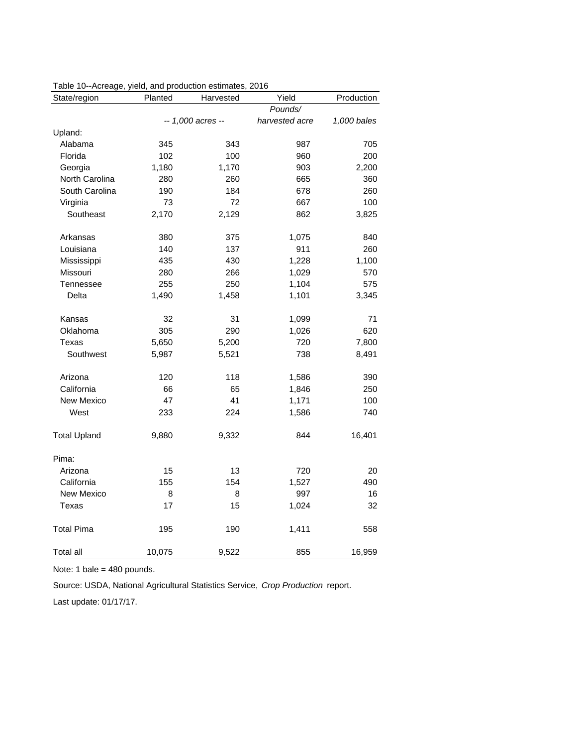Table 10--Acreage, yield, and production estimates, 2016

| State/region | Planted | Harvested | Yield | Production |
|---|---|---|---|---|
| | | | *Pounds/* | |
| | *-- 1,000 acres --* | | *harvested acre* | *1,000 bales* |
| Upland: | | | | |
| Alabama | 345 | 343 | 987 | 705 |
| Florida | 102 | 100 | 960 | 200 |
| Georgia | 1,180 | 1,170 | 903 | 2,200 |
| North Carolina | 280 | 260 | 665 | 360 |
| South Carolina | 190 | 184 | 678 | 260 |
| Virginia | 73 | 72 | 667 | 100 |
| Southeast | 2,170 | 2,129 | 862 | 3,825 |
| | | | | |
| Arkansas | 380 | 375 | 1,075 | 840 |
| Louisiana | 140 | 137 | 911 | 260 |
| Mississippi | 435 | 430 | 1,228 | 1,100 |
| Missouri | 280 | 266 | 1,029 | 570 |
| Tennessee | 255 | 250 | 1,104 | 575 |
| Delta | 1,490 | 1,458 | 1,101 | 3,345 |
| | | | | |
| Kansas | 32 | 31 | 1,099 | 71 |
| Oklahoma | 305 | 290 | 1,026 | 620 |
| Texas | 5,650 | 5,200 | 720 | 7,800 |
| Southwest | 5,987 | 5,521 | 738 | 8,491 |
| | | | | |
| Arizona | 120 | 118 | 1,586 | 390 |
| California | 66 | 65 | 1,846 | 250 |
| New Mexico | 47 | 41 | 1,171 | 100 |
| West | 233 | 224 | 1,586 | 740 |
| | | | | |
| Total Upland | 9,880 | 9,332 | 844 | 16,401 |
| | | | | |
| Pima: | | | | |
| Arizona | 15 | 13 | 720 | 20 |
| California | 155 | 154 | 1,527 | 490 |
| New Mexico | 8 | 8 | 997 | 16 |
| Texas | 17 | 15 | 1,024 | 32 |
| | | | | |
| Total Pima | 195 | 190 | 1,411 | 558 |
| | | | | |
| Total all | 10,075 | 9,522 | 855 | 16,959 |

Note: 1 bale = 480 pounds.

Source: USDA, National Agricultural Statistics Service, *Crop Production* report.

Last update: 01/17/17.